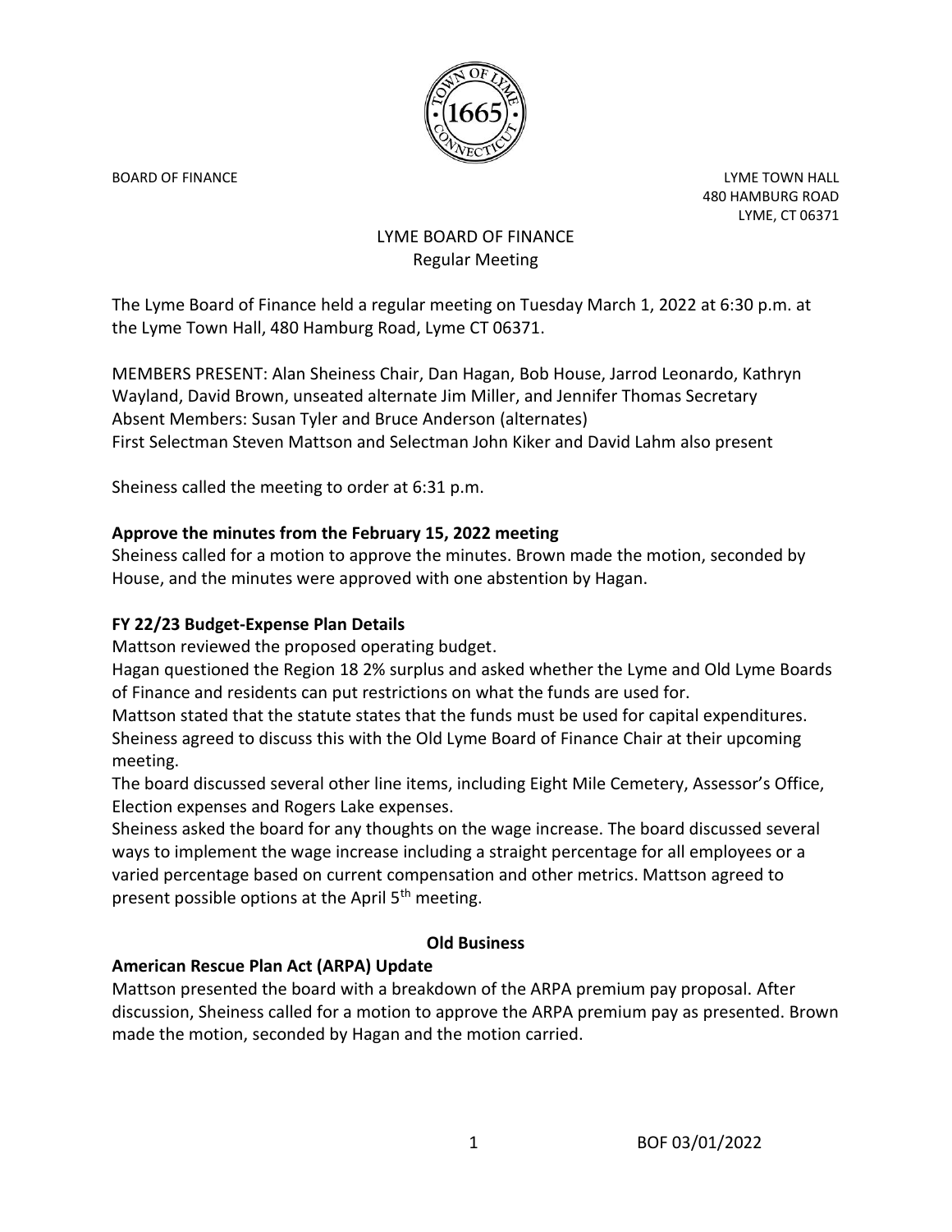BOARD OF FINANCE

LYME TOWN HALL
480 HAMBURG ROAD
LYME, CT 06371

# LYME BOARD OF FINANCE
## Regular Meeting

The Lyme Board of Finance held a regular meeting on Tuesday March 1, 2022 at 6:30 p.m. at the Lyme Town Hall, 480 Hamburg Road, Lyme CT 06371.

MEMBERS PRESENT: Alan Sheiness Chair, Dan Hagan, Bob House, Jarrod Leonardo, Kathryn Wayland, David Brown, unseated alternate Jim Miller, and Jennifer Thomas Secretary
Absent Members: Susan Tyler and Bruce Anderson (alternates)
First Selectman Steven Mattson and Selectman John Kiker and David Lahm also present

Sheiness called the meeting to order at 6:31 p.m.

**Approve the minutes from the February 15, 2022 meeting**
Sheiness called for a motion to approve the minutes. Brown made the motion, seconded by House, and the minutes were approved with one abstention by Hagan.

**FY 22/23 Budget-Expense Plan Details**
Mattson reviewed the proposed operating budget.
Hagan questioned the Region 18 2% surplus and asked whether the Lyme and Old Lyme Boards of Finance and residents can put restrictions on what the funds are used for.
Mattson stated that the statute states that the funds must be used for capital expenditures.
Sheiness agreed to discuss this with the Old Lyme Board of Finance Chair at their upcoming meeting.
The board discussed several other line items, including Eight Mile Cemetery, Assessor's Office, Election expenses and Rogers Lake expenses.
Sheiness asked the board for any thoughts on the wage increase. The board discussed several ways to implement the wage increase including a straight percentage for all employees or a varied percentage based on current compensation and other metrics. Mattson agreed to present possible options at the April 5th meeting.

**Old Business**

**American Rescue Plan Act (ARPA) Update**
Mattson presented the board with a breakdown of the ARPA premium pay proposal. After discussion, Sheiness called for a motion to approve the ARPA premium pay as presented. Brown made the motion, seconded by Hagan and the motion carried.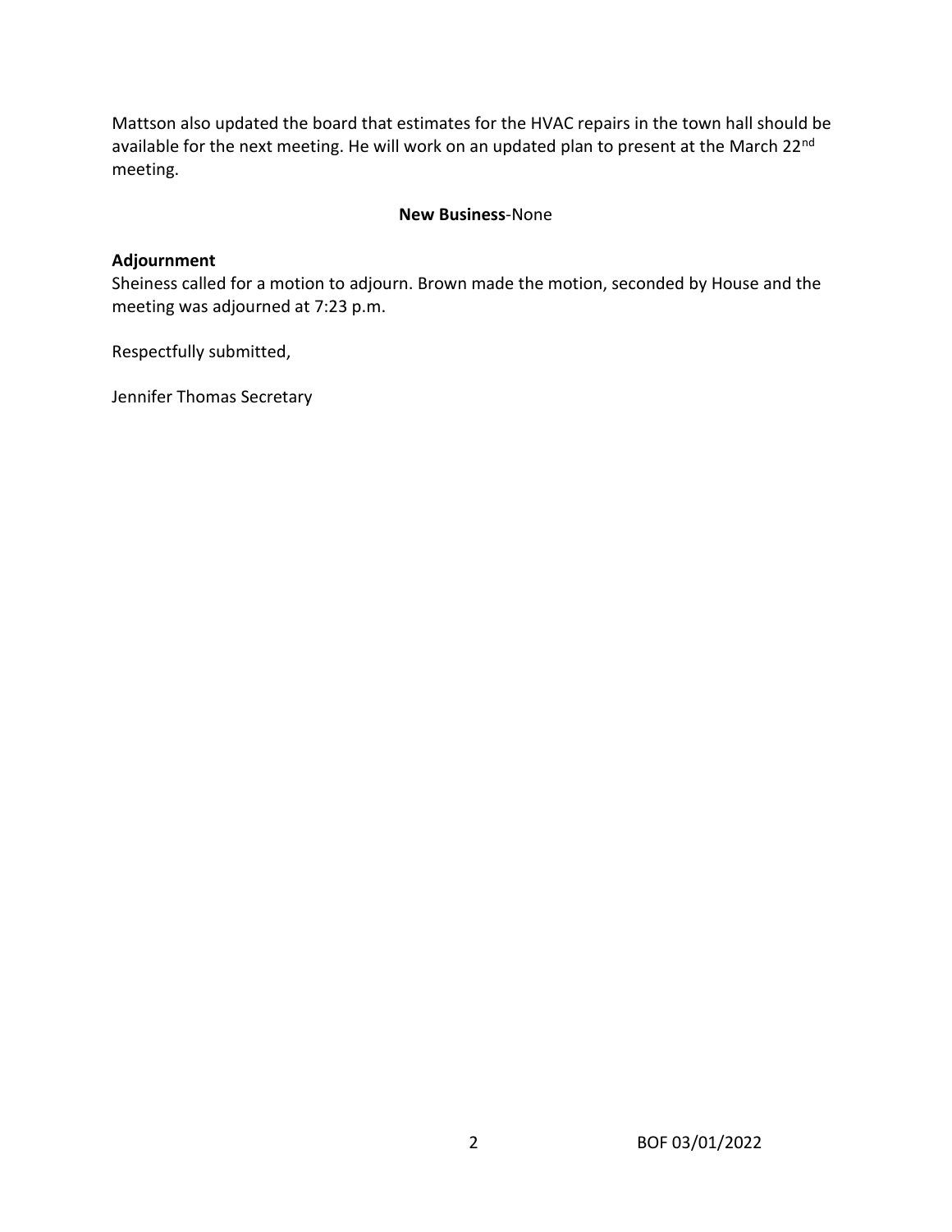Mattson also updated the board that estimates for the HVAC repairs in the town hall should be available for the next meeting. He will work on an updated plan to present at the March 22nd meeting.

**New Business**-None

**Adjournment**

Sheiness called for a motion to adjourn. Brown made the motion, seconded by House and the meeting was adjourned at 7:23 p.m.

Respectfully submitted,

Jennifer Thomas Secretary